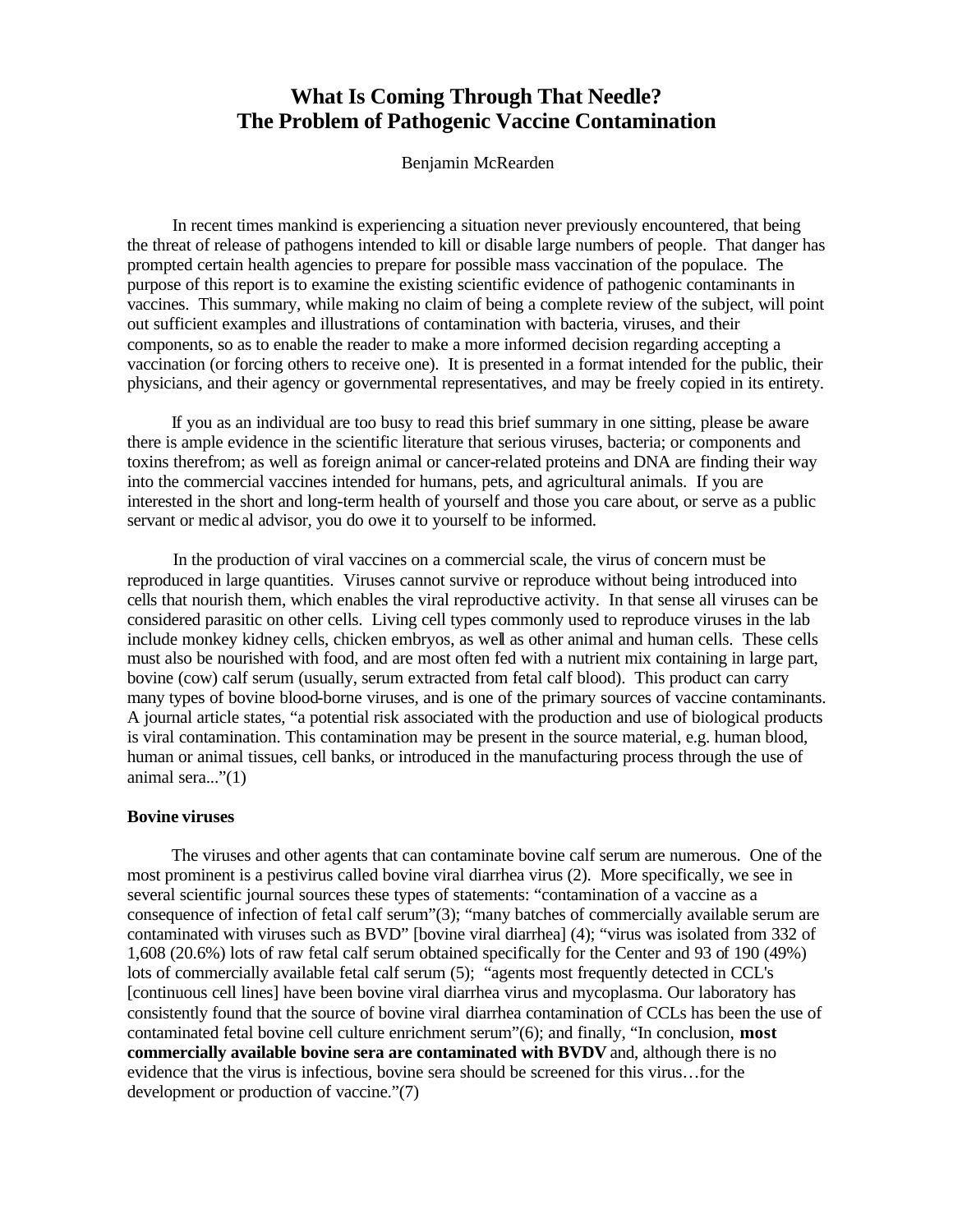# What Is Coming Through That Needle?
# The Problem of Pathogenic Vaccine Contamination

Benjamin McRearden

In recent times mankind is experiencing a situation never previously encountered, that being the threat of release of pathogens intended to kill or disable large numbers of people. That danger has prompted certain health agencies to prepare for possible mass vaccination of the populace. The purpose of this report is to examine the existing scientific evidence of pathogenic contaminants in vaccines. This summary, while making no claim of being a complete review of the subject, will point out sufficient examples and illustrations of contamination with bacteria, viruses, and their components, so as to enable the reader to make a more informed decision regarding accepting a vaccination (or forcing others to receive one). It is presented in a format intended for the public, their physicians, and their agency or governmental representatives, and may be freely copied in its entirety.

If you as an individual are too busy to read this brief summary in one sitting, please be aware there is ample evidence in the scientific literature that serious viruses, bacteria; or components and toxins therefrom; as well as foreign animal or cancer-related proteins and DNA are finding their way into the commercial vaccines intended for humans, pets, and agricultural animals. If you are interested in the short and long-term health of yourself and those you care about, or serve as a public servant or medical advisor, you do owe it to yourself to be informed.

In the production of viral vaccines on a commercial scale, the virus of concern must be reproduced in large quantities. Viruses cannot survive or reproduce without being introduced into cells that nourish them, which enables the viral reproductive activity. In that sense all viruses can be considered parasitic on other cells. Living cell types commonly used to reproduce viruses in the lab include monkey kidney cells, chicken embryos, as well as other animal and human cells. These cells must also be nourished with food, and are most often fed with a nutrient mix containing in large part, bovine (cow) calf serum (usually, serum extracted from fetal calf blood). This product can carry many types of bovine blood-borne viruses, and is one of the primary sources of vaccine contaminants. A journal article states, "a potential risk associated with the production and use of biological products is viral contamination. This contamination may be present in the source material, e.g. human blood, human or animal tissues, cell banks, or introduced in the manufacturing process through the use of animal sera..."(1)

### Bovine viruses

The viruses and other agents that can contaminate bovine calf serum are numerous. One of the most prominent is a pestivirus called bovine viral diarrhea virus (2). More specifically, we see in several scientific journal sources these types of statements: "contamination of a vaccine as a consequence of infection of fetal calf serum"(3); "many batches of commercially available serum are contaminated with viruses such as BVD" [bovine viral diarrhea] (4); "virus was isolated from 332 of 1,608 (20.6%) lots of raw fetal calf serum obtained specifically for the Center and 93 of 190 (49%) lots of commercially available fetal calf serum (5); "agents most frequently detected in CCL's [continuous cell lines] have been bovine viral diarrhea virus and mycoplasma. Our laboratory has consistently found that the source of bovine viral diarrhea contamination of CCLs has been the use of contaminated fetal bovine cell culture enrichment serum"(6); and finally, "In conclusion, **most commercially available bovine sera are contaminated with BVDV** and, although there is no evidence that the virus is infectious, bovine sera should be screened for this virus…for the development or production of vaccine."(7)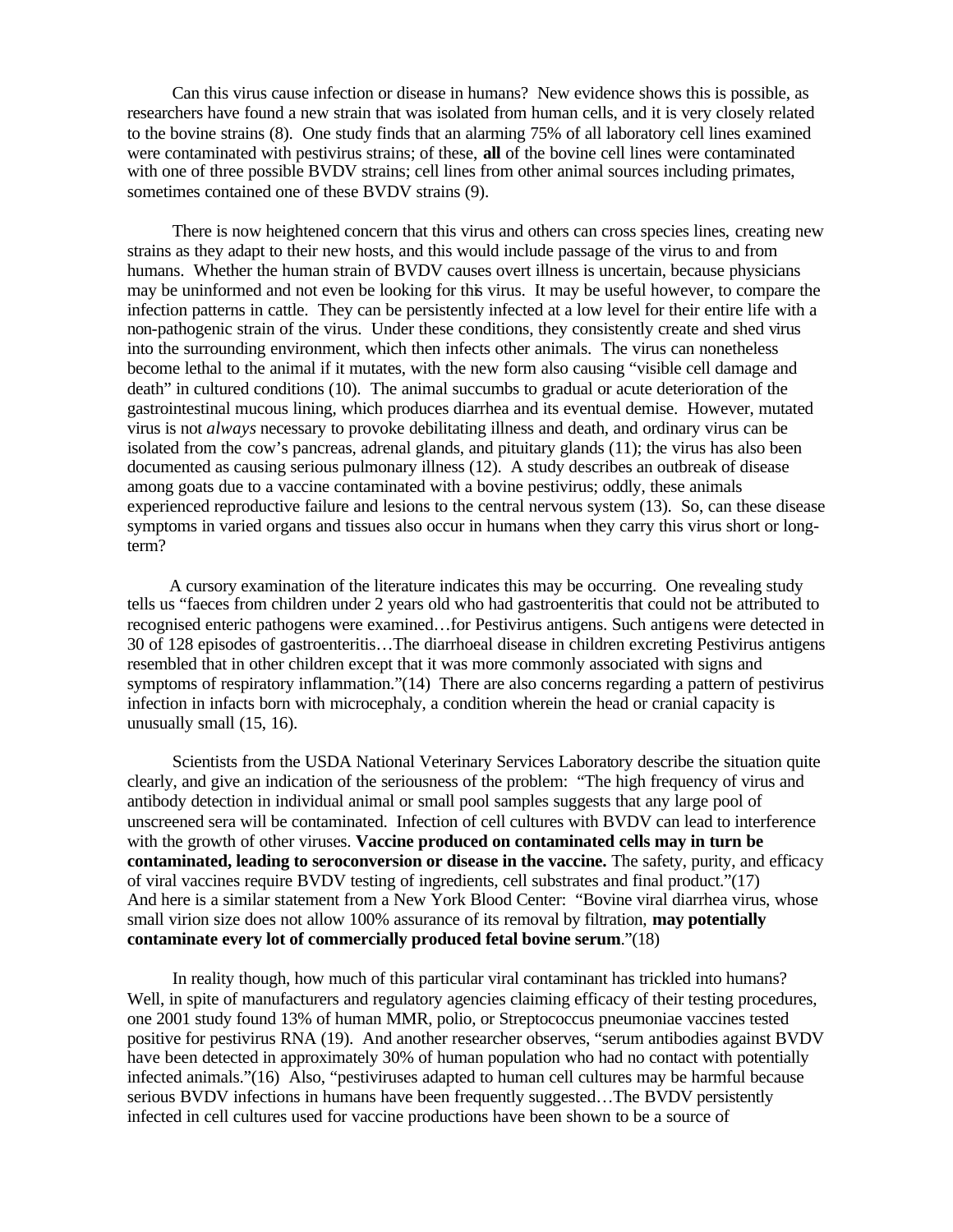Can this virus cause infection or disease in humans? New evidence shows this is possible, as researchers have found a new strain that was isolated from human cells, and it is very closely related to the bovine strains (8). One study finds that an alarming 75% of all laboratory cell lines examined were contaminated with pestivirus strains; of these, **all** of the bovine cell lines were contaminated with one of three possible BVDV strains; cell lines from other animal sources including primates, sometimes contained one of these BVDV strains (9).

There is now heightened concern that this virus and others can cross species lines, creating new strains as they adapt to their new hosts, and this would include passage of the virus to and from humans. Whether the human strain of BVDV causes overt illness is uncertain, because physicians may be uninformed and not even be looking for this virus. It may be useful however, to compare the infection patterns in cattle. They can be persistently infected at a low level for their entire life with a non-pathogenic strain of the virus. Under these conditions, they consistently create and shed virus into the surrounding environment, which then infects other animals. The virus can nonetheless become lethal to the animal if it mutates, with the new form also causing "visible cell damage and death" in cultured conditions (10). The animal succumbs to gradual or acute deterioration of the gastrointestinal mucous lining, which produces diarrhea and its eventual demise. However, mutated virus is not *always* necessary to provoke debilitating illness and death, and ordinary virus can be isolated from the cow's pancreas, adrenal glands, and pituitary glands (11); the virus has also been documented as causing serious pulmonary illness (12). A study describes an outbreak of disease among goats due to a vaccine contaminated with a bovine pestivirus; oddly, these animals experienced reproductive failure and lesions to the central nervous system (13). So, can these disease symptoms in varied organs and tissues also occur in humans when they carry this virus short or long-term?

A cursory examination of the literature indicates this may be occurring. One revealing study tells us "faeces from children under 2 years old who had gastroenteritis that could not be attributed to recognised enteric pathogens were examined…for Pestivirus antigens. Such antigens were detected in 30 of 128 episodes of gastroenteritis…The diarrhoeal disease in children excreting Pestivirus antigens resembled that in other children except that it was more commonly associated with signs and symptoms of respiratory inflammation."(14) There are also concerns regarding a pattern of pestivirus infection in infacts born with microcephaly, a condition wherein the head or cranial capacity is unusually small (15, 16).

Scientists from the USDA National Veterinary Services Laboratory describe the situation quite clearly, and give an indication of the seriousness of the problem: "The high frequency of virus and antibody detection in individual animal or small pool samples suggests that any large pool of unscreened sera will be contaminated. Infection of cell cultures with BVDV can lead to interference with the growth of other viruses. **Vaccine produced on contaminated cells may in turn be contaminated, leading to seroconversion or disease in the vaccine.** The safety, purity, and efficacy of viral vaccines require BVDV testing of ingredients, cell substrates and final product."(17) And here is a similar statement from a New York Blood Center: "Bovine viral diarrhea virus, whose small virion size does not allow 100% assurance of its removal by filtration, **may potentially contaminate every lot of commercially produced fetal bovine serum**."(18)

In reality though, how much of this particular viral contaminant has trickled into humans? Well, in spite of manufacturers and regulatory agencies claiming efficacy of their testing procedures, one 2001 study found 13% of human MMR, polio, or Streptococcus pneumoniae vaccines tested positive for pestivirus RNA (19). And another researcher observes, "serum antibodies against BVDV have been detected in approximately 30% of human population who had no contact with potentially infected animals."(16) Also, "pestiviruses adapted to human cell cultures may be harmful because serious BVDV infections in humans have been frequently suggested…The BVDV persistently infected in cell cultures used for vaccine productions have been shown to be a source of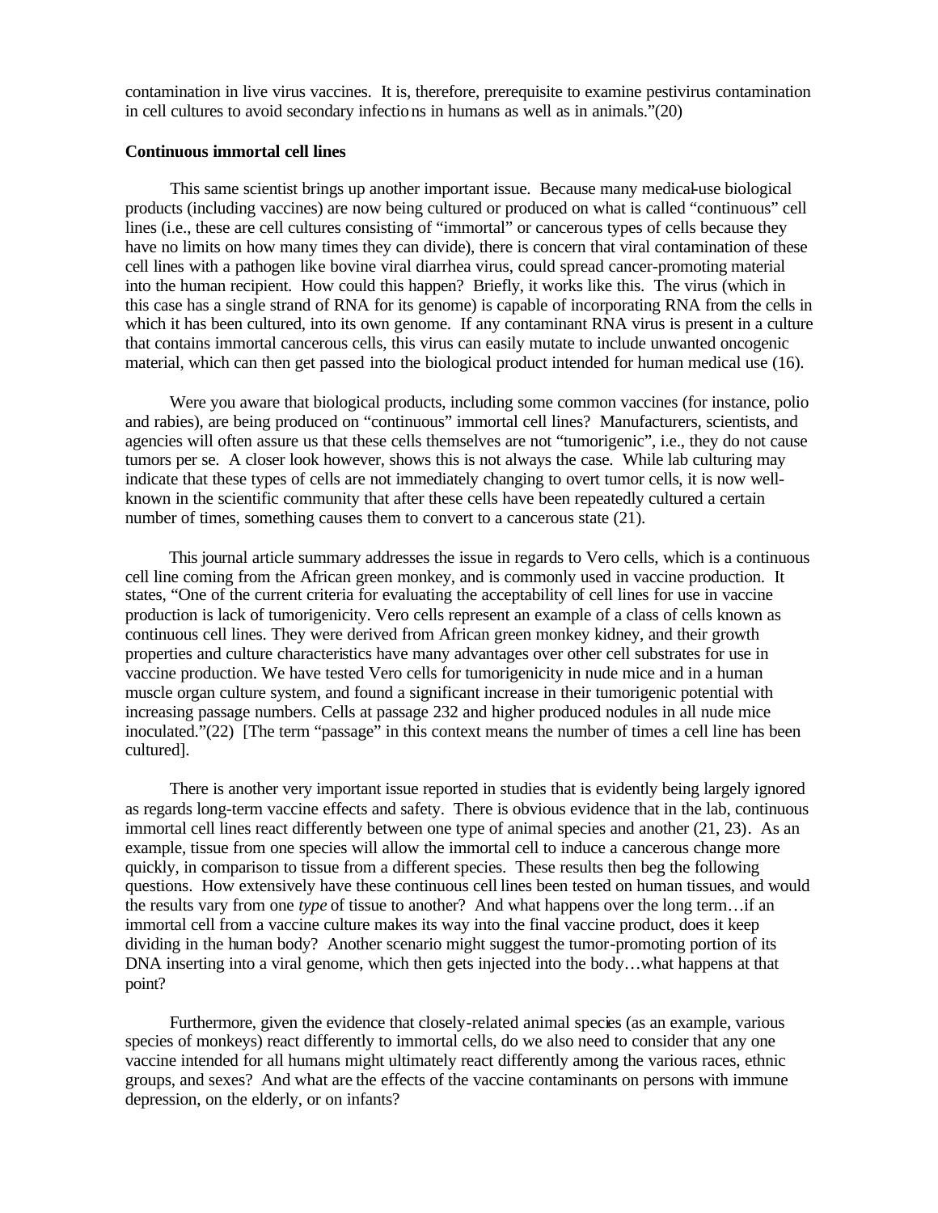contamination in live virus vaccines. It is, therefore, prerequisite to examine pestivirus contamination in cell cultures to avoid secondary infections in humans as well as in animals."(20)

**Continuous immortal cell lines**

This same scientist brings up another important issue. Because many medical-use biological products (including vaccines) are now being cultured or produced on what is called "continuous" cell lines (i.e., these are cell cultures consisting of "immortal" or cancerous types of cells because they have no limits on how many times they can divide), there is concern that viral contamination of these cell lines with a pathogen like bovine viral diarrhea virus, could spread cancer-promoting material into the human recipient. How could this happen? Briefly, it works like this. The virus (which in this case has a single strand of RNA for its genome) is capable of incorporating RNA from the cells in which it has been cultured, into its own genome. If any contaminant RNA virus is present in a culture that contains immortal cancerous cells, this virus can easily mutate to include unwanted oncogenic material, which can then get passed into the biological product intended for human medical use (16).

Were you aware that biological products, including some common vaccines (for instance, polio and rabies), are being produced on "continuous" immortal cell lines? Manufacturers, scientists, and agencies will often assure us that these cells themselves are not "tumorigenic", i.e., they do not cause tumors per se. A closer look however, shows this is not always the case. While lab culturing may indicate that these types of cells are not immediately changing to overt tumor cells, it is now well-known in the scientific community that after these cells have been repeatedly cultured a certain number of times, something causes them to convert to a cancerous state (21).

This journal article summary addresses the issue in regards to Vero cells, which is a continuous cell line coming from the African green monkey, and is commonly used in vaccine production. It states, "One of the current criteria for evaluating the acceptability of cell lines for use in vaccine production is lack of tumorigenicity. Vero cells represent an example of a class of cells known as continuous cell lines. They were derived from African green monkey kidney, and their growth properties and culture characteristics have many advantages over other cell substrates for use in vaccine production. We have tested Vero cells for tumorigenicity in nude mice and in a human muscle organ culture system, and found a significant increase in their tumorigenic potential with increasing passage numbers. Cells at passage 232 and higher produced nodules in all nude mice inoculated."(22) [The term "passage" in this context means the number of times a cell line has been cultured].

There is another very important issue reported in studies that is evidently being largely ignored as regards long-term vaccine effects and safety. There is obvious evidence that in the lab, continuous immortal cell lines react differently between one type of animal species and another (21, 23). As an example, tissue from one species will allow the immortal cell to induce a cancerous change more quickly, in comparison to tissue from a different species. These results then beg the following questions. How extensively have these continuous cell lines been tested on human tissues, and would the results vary from one *type* of tissue to another? And what happens over the long term…if an immortal cell from a vaccine culture makes its way into the final vaccine product, does it keep dividing in the human body? Another scenario might suggest the tumor-promoting portion of its DNA inserting into a viral genome, which then gets injected into the body…what happens at that point?

Furthermore, given the evidence that closely-related animal species (as an example, various species of monkeys) react differently to immortal cells, do we also need to consider that any one vaccine intended for all humans might ultimately react differently among the various races, ethnic groups, and sexes? And what are the effects of the vaccine contaminants on persons with immune depression, on the elderly, or on infants?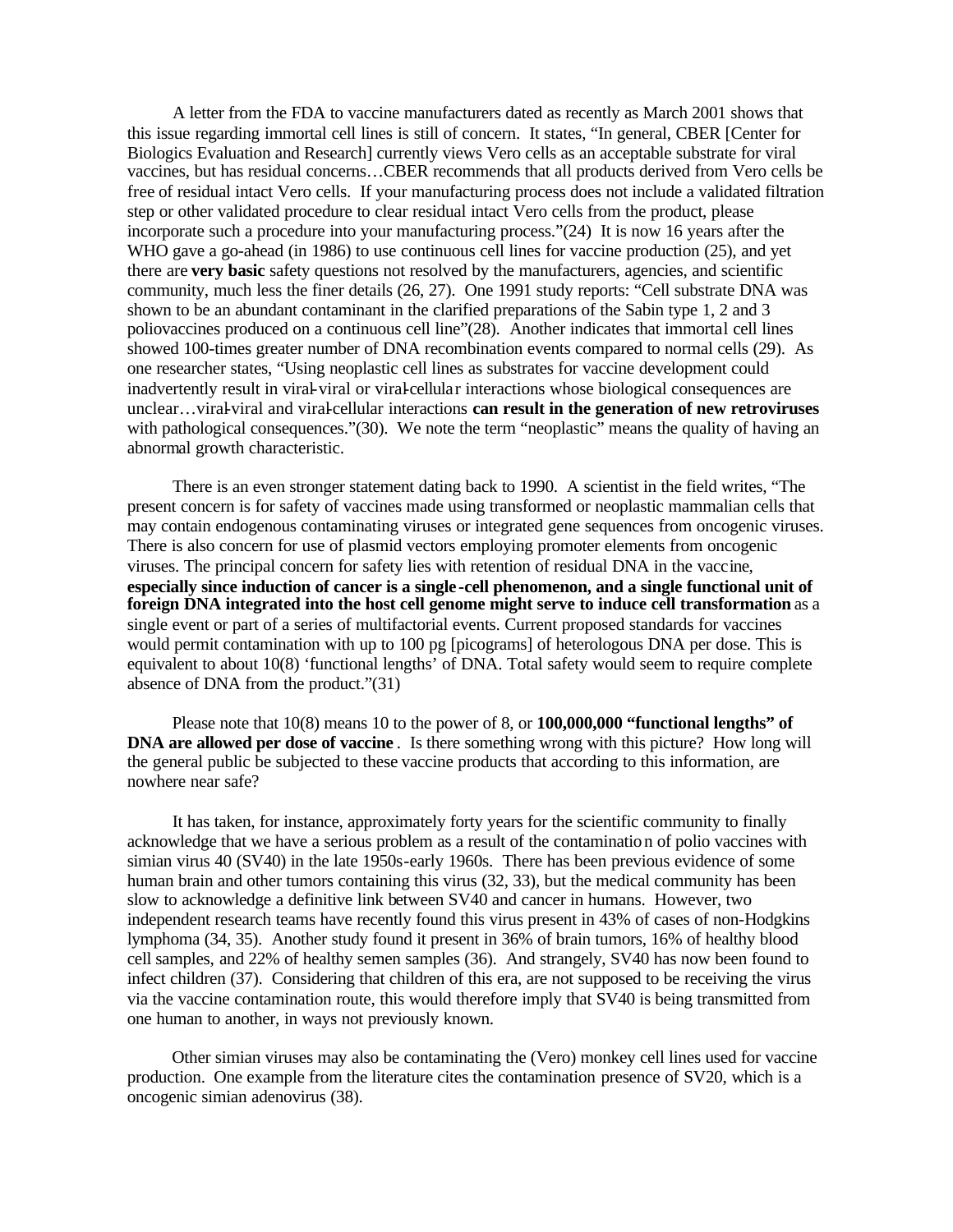A letter from the FDA to vaccine manufacturers dated as recently as March 2001 shows that this issue regarding immortal cell lines is still of concern. It states, "In general, CBER [Center for Biologics Evaluation and Research] currently views Vero cells as an acceptable substrate for viral vaccines, but has residual concerns…CBER recommends that all products derived from Vero cells be free of residual intact Vero cells. If your manufacturing process does not include a validated filtration step or other validated procedure to clear residual intact Vero cells from the product, please incorporate such a procedure into your manufacturing process."(24) It is now 16 years after the WHO gave a go-ahead (in 1986) to use continuous cell lines for vaccine production (25), and yet there are **very basic** safety questions not resolved by the manufacturers, agencies, and scientific community, much less the finer details (26, 27). One 1991 study reports: "Cell substrate DNA was shown to be an abundant contaminant in the clarified preparations of the Sabin type 1, 2 and 3 poliovaccines produced on a continuous cell line"(28). Another indicates that immortal cell lines showed 100-times greater number of DNA recombination events compared to normal cells (29). As one researcher states, "Using neoplastic cell lines as substrates for vaccine development could inadvertently result in viral-viral or viral-cellular interactions whose biological consequences are unclear…viral-viral and viral-cellular interactions **can result in the generation of new retroviruses** with pathological consequences."(30). We note the term "neoplastic" means the quality of having an abnormal growth characteristic.

There is an even stronger statement dating back to 1990. A scientist in the field writes, "The present concern is for safety of vaccines made using transformed or neoplastic mammalian cells that may contain endogenous contaminating viruses or integrated gene sequences from oncogenic viruses. There is also concern for use of plasmid vectors employing promoter elements from oncogenic viruses. The principal concern for safety lies with retention of residual DNA in the vaccine, **especially since induction of cancer is a single-cell phenomenon, and a single functional unit of foreign DNA integrated into the host cell genome might serve to induce cell transformation** as a single event or part of a series of multifactorial events. Current proposed standards for vaccines would permit contamination with up to 100 pg [picograms] of heterologous DNA per dose. This is equivalent to about 10(8) 'functional lengths' of DNA. Total safety would seem to require complete absence of DNA from the product."(31)

Please note that 10(8) means 10 to the power of 8, or **100,000,000 "functional lengths" of DNA are allowed per dose of vaccine**. Is there something wrong with this picture? How long will the general public be subjected to these vaccine products that according to this information, are nowhere near safe?

It has taken, for instance, approximately forty years for the scientific community to finally acknowledge that we have a serious problem as a result of the contamination of polio vaccines with simian virus 40 (SV40) in the late 1950s-early 1960s. There has been previous evidence of some human brain and other tumors containing this virus (32, 33), but the medical community has been slow to acknowledge a definitive link between SV40 and cancer in humans. However, two independent research teams have recently found this virus present in 43% of cases of non-Hodgkins lymphoma (34, 35). Another study found it present in 36% of brain tumors, 16% of healthy blood cell samples, and 22% of healthy semen samples (36). And strangely, SV40 has now been found to infect children (37). Considering that children of this era, are not supposed to be receiving the virus via the vaccine contamination route, this would therefore imply that SV40 is being transmitted from one human to another, in ways not previously known.

Other simian viruses may also be contaminating the (Vero) monkey cell lines used for vaccine production. One example from the literature cites the contamination presence of SV20, which is a oncogenic simian adenovirus (38).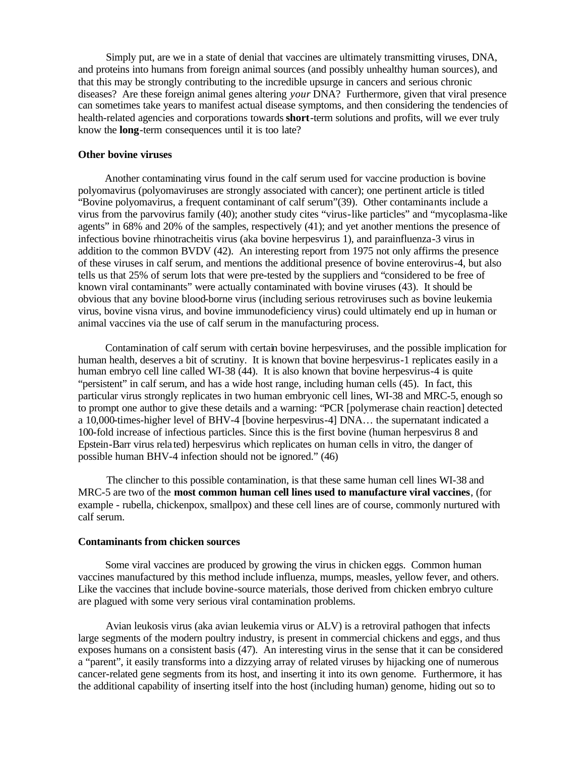Simply put, are we in a state of denial that vaccines are ultimately transmitting viruses, DNA, and proteins into humans from foreign animal sources (and possibly unhealthy human sources), and that this may be strongly contributing to the incredible upsurge in cancers and serious chronic diseases? Are these foreign animal genes altering *your* DNA? Furthermore, given that viral presence can sometimes take years to manifest actual disease symptoms, and then considering the tendencies of health-related agencies and corporations towards **short**-term solutions and profits, will we ever truly know the **long**-term consequences until it is too late?

**Other bovine viruses**

Another contaminating virus found in the calf serum used for vaccine production is bovine polyomavirus (polyomaviruses are strongly associated with cancer); one pertinent article is titled "Bovine polyomavirus, a frequent contaminant of calf serum"(39). Other contaminants include a virus from the parvovirus family (40); another study cites "virus-like particles" and "mycoplasma-like agents" in 68% and 20% of the samples, respectively (41); and yet another mentions the presence of infectious bovine rhinotracheitis virus (aka bovine herpesvirus 1), and parainfluenza-3 virus in addition to the common BVDV (42). An interesting report from 1975 not only affirms the presence of these viruses in calf serum, and mentions the additional presence of bovine enterovirus-4, but also tells us that 25% of serum lots that were pre-tested by the suppliers and "considered to be free of known viral contaminants" were actually contaminated with bovine viruses (43). It should be obvious that any bovine blood-borne virus (including serious retroviruses such as bovine leukemia virus, bovine visna virus, and bovine immunodeficiency virus) could ultimately end up in human or animal vaccines via the use of calf serum in the manufacturing process.

Contamination of calf serum with certain bovine herpesviruses, and the possible implication for human health, deserves a bit of scrutiny. It is known that bovine herpesvirus-1 replicates easily in a human embryo cell line called WI-38 (44). It is also known that bovine herpesvirus-4 is quite "persistent" in calf serum, and has a wide host range, including human cells (45). In fact, this particular virus strongly replicates in two human embryonic cell lines, WI-38 and MRC-5, enough so to prompt one author to give these details and a warning: "PCR [polymerase chain reaction] detected a 10,000-times-higher level of BHV-4 [bovine herpesvirus-4] DNA… the supernatant indicated a 100-fold increase of infectious particles. Since this is the first bovine (human herpesvirus 8 and Epstein-Barr virus related) herpesvirus which replicates on human cells in vitro, the danger of possible human BHV-4 infection should not be ignored." (46)

The clincher to this possible contamination, is that these same human cell lines WI-38 and MRC-5 are two of the **most common human cell lines used to manufacture viral vaccines**, (for example - rubella, chickenpox, smallpox) and these cell lines are of course, commonly nurtured with calf serum.

**Contaminants from chicken sources**

Some viral vaccines are produced by growing the virus in chicken eggs. Common human vaccines manufactured by this method include influenza, mumps, measles, yellow fever, and others. Like the vaccines that include bovine-source materials, those derived from chicken embryo culture are plagued with some very serious viral contamination problems.

Avian leukosis virus (aka avian leukemia virus or ALV) is a retroviral pathogen that infects large segments of the modern poultry industry, is present in commercial chickens and eggs, and thus exposes humans on a consistent basis (47). An interesting virus in the sense that it can be considered a "parent", it easily transforms into a dizzying array of related viruses by hijacking one of numerous cancer-related gene segments from its host, and inserting it into its own genome. Furthermore, it has the additional capability of inserting itself into the host (including human) genome, hiding out so to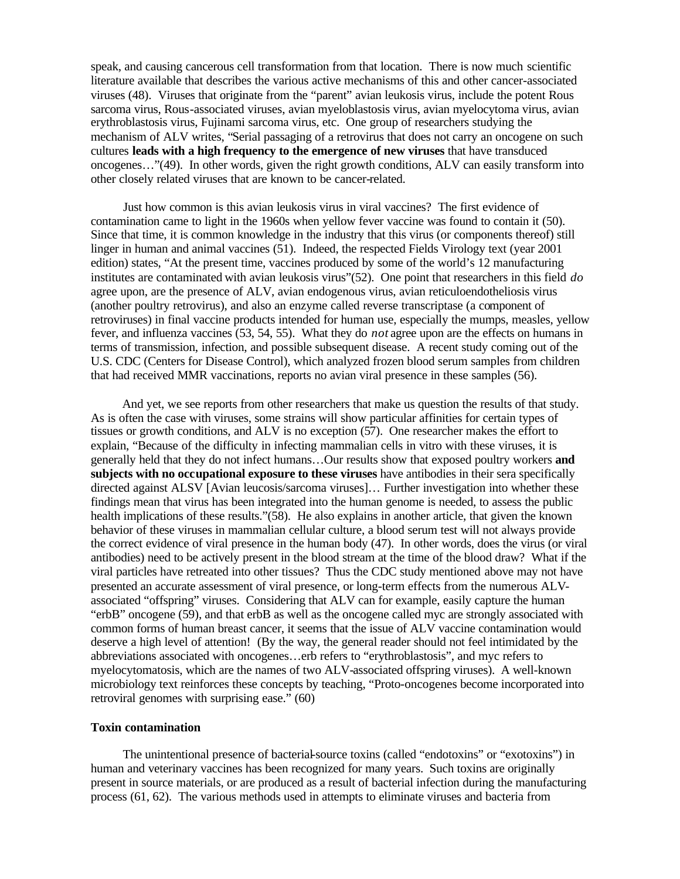speak, and causing cancerous cell transformation from that location. There is now much scientific literature available that describes the various active mechanisms of this and other cancer-associated viruses (48). Viruses that originate from the "parent" avian leukosis virus, include the potent Rous sarcoma virus, Rous-associated viruses, avian myeloblastosis virus, avian myelocytoma virus, avian erythroblastosis virus, Fujinami sarcoma virus, etc. One group of researchers studying the mechanism of ALV writes, "Serial passaging of a retrovirus that does not carry an oncogene on such cultures **leads with a high frequency to the emergence of new viruses** that have transduced oncogenes…"(49). In other words, given the right growth conditions, ALV can easily transform into other closely related viruses that are known to be cancer-related.

Just how common is this avian leukosis virus in viral vaccines? The first evidence of contamination came to light in the 1960s when yellow fever vaccine was found to contain it (50). Since that time, it is common knowledge in the industry that this virus (or components thereof) still linger in human and animal vaccines (51). Indeed, the respected Fields Virology text (year 2001 edition) states, "At the present time, vaccines produced by some of the world's 12 manufacturing institutes are contaminated with avian leukosis virus"(52). One point that researchers in this field *do* agree upon, are the presence of ALV, avian endogenous virus, avian reticuloendotheliosis virus (another poultry retrovirus), and also an enzyme called reverse transcriptase (a component of retroviruses) in final vaccine products intended for human use, especially the mumps, measles, yellow fever, and influenza vaccines (53, 54, 55). What they do *not* agree upon are the effects on humans in terms of transmission, infection, and possible subsequent disease. A recent study coming out of the U.S. CDC (Centers for Disease Control), which analyzed frozen blood serum samples from children that had received MMR vaccinations, reports no avian viral presence in these samples (56).

And yet, we see reports from other researchers that make us question the results of that study. As is often the case with viruses, some strains will show particular affinities for certain types of tissues or growth conditions, and ALV is no exception (57). One researcher makes the effort to explain, "Because of the difficulty in infecting mammalian cells in vitro with these viruses, it is generally held that they do not infect humans…Our results show that exposed poultry workers **and subjects with no occupational exposure to these viruses** have antibodies in their sera specifically directed against ALSV [Avian leucosis/sarcoma viruses]… Further investigation into whether these findings mean that virus has been integrated into the human genome is needed, to assess the public health implications of these results."(58). He also explains in another article, that given the known behavior of these viruses in mammalian cellular culture, a blood serum test will not always provide the correct evidence of viral presence in the human body (47). In other words, does the virus (or viral antibodies) need to be actively present in the blood stream at the time of the blood draw? What if the viral particles have retreated into other tissues? Thus the CDC study mentioned above may not have presented an accurate assessment of viral presence, or long-term effects from the numerous ALV-associated "offspring" viruses. Considering that ALV can for example, easily capture the human "erbB" oncogene (59), and that erbB as well as the oncogene called myc are strongly associated with common forms of human breast cancer, it seems that the issue of ALV vaccine contamination would deserve a high level of attention! (By the way, the general reader should not feel intimidated by the abbreviations associated with oncogenes…erb refers to "erythroblastosis", and myc refers to myelocytomatosis, which are the names of two ALV-associated offspring viruses). A well-known microbiology text reinforces these concepts by teaching, "Proto-oncogenes become incorporated into retroviral genomes with surprising ease." (60)

**Toxin contamination**

The unintentional presence of bacterial-source toxins (called "endotoxins" or "exotoxins") in human and veterinary vaccines has been recognized for many years. Such toxins are originally present in source materials, or are produced as a result of bacterial infection during the manufacturing process (61, 62). The various methods used in attempts to eliminate viruses and bacteria from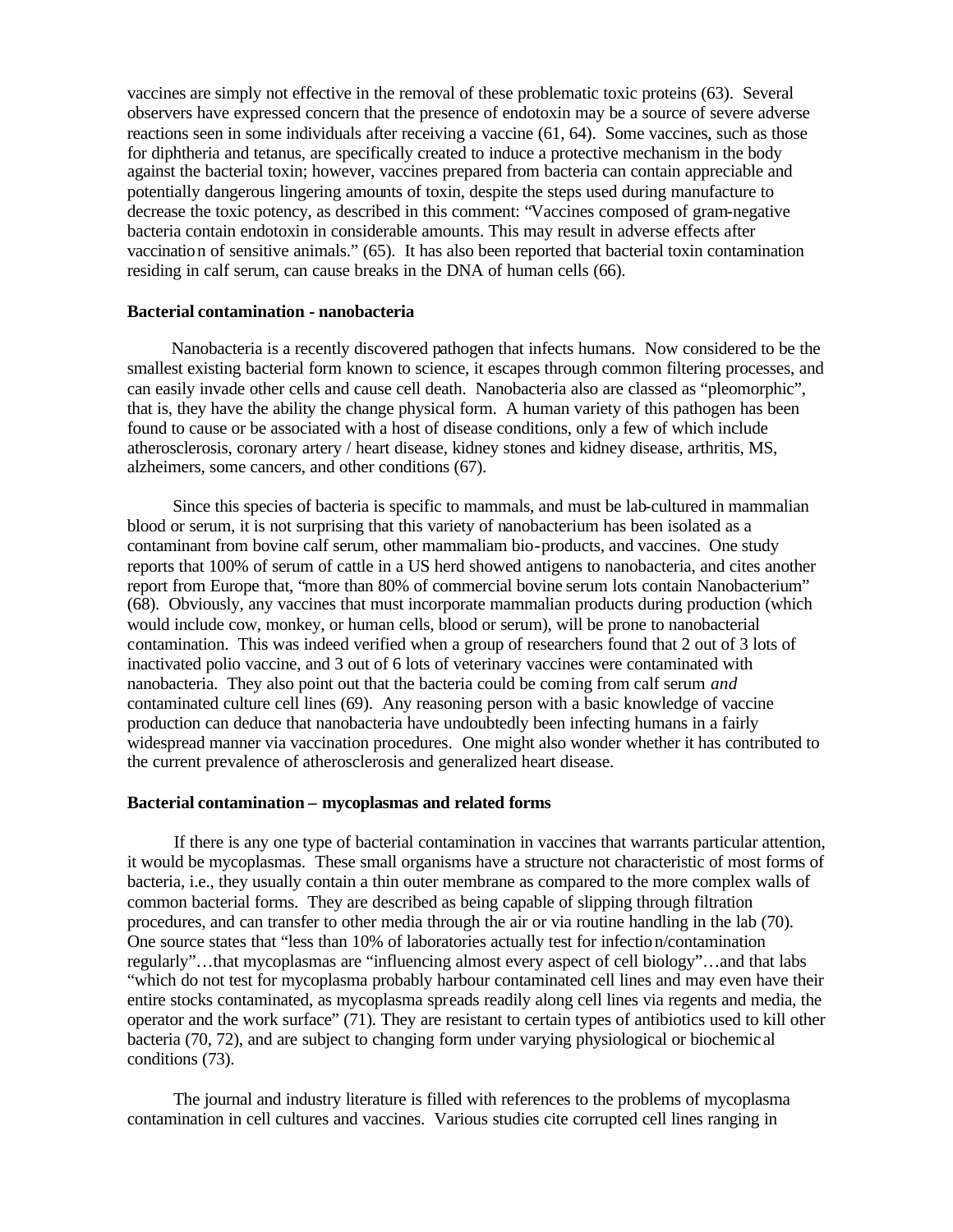vaccines are simply not effective in the removal of these problematic toxic proteins (63). Several observers have expressed concern that the presence of endotoxin may be a source of severe adverse reactions seen in some individuals after receiving a vaccine (61, 64). Some vaccines, such as those for diphtheria and tetanus, are specifically created to induce a protective mechanism in the body against the bacterial toxin; however, vaccines prepared from bacteria can contain appreciable and potentially dangerous lingering amounts of toxin, despite the steps used during manufacture to decrease the toxic potency, as described in this comment: "Vaccines composed of gram-negative bacteria contain endotoxin in considerable amounts. This may result in adverse effects after vaccination of sensitive animals." (65). It has also been reported that bacterial toxin contamination residing in calf serum, can cause breaks in the DNA of human cells (66).

**Bacterial contamination - nanobacteria**

Nanobacteria is a recently discovered pathogen that infects humans. Now considered to be the smallest existing bacterial form known to science, it escapes through common filtering processes, and can easily invade other cells and cause cell death. Nanobacteria also are classed as "pleomorphic", that is, they have the ability the change physical form. A human variety of this pathogen has been found to cause or be associated with a host of disease conditions, only a few of which include atherosclerosis, coronary artery / heart disease, kidney stones and kidney disease, arthritis, MS, alzheimers, some cancers, and other conditions (67).

Since this species of bacteria is specific to mammals, and must be lab-cultured in mammalian blood or serum, it is not surprising that this variety of nanobacterium has been isolated as a contaminant from bovine calf serum, other mammaliam bio-products, and vaccines. One study reports that 100% of serum of cattle in a US herd showed antigens to nanobacteria, and cites another report from Europe that, "more than 80% of commercial bovine serum lots contain Nanobacterium" (68). Obviously, any vaccines that must incorporate mammalian products during production (which would include cow, monkey, or human cells, blood or serum), will be prone to nanobacterial contamination. This was indeed verified when a group of researchers found that 2 out of 3 lots of inactivated polio vaccine, and 3 out of 6 lots of veterinary vaccines were contaminated with nanobacteria. They also point out that the bacteria could be coming from calf serum *and* contaminated culture cell lines (69). Any reasoning person with a basic knowledge of vaccine production can deduce that nanobacteria have undoubtedly been infecting humans in a fairly widespread manner via vaccination procedures. One might also wonder whether it has contributed to the current prevalence of atherosclerosis and generalized heart disease.

**Bacterial contamination – mycoplasmas and related forms**

If there is any one type of bacterial contamination in vaccines that warrants particular attention, it would be mycoplasmas. These small organisms have a structure not characteristic of most forms of bacteria, i.e., they usually contain a thin outer membrane as compared to the more complex walls of common bacterial forms. They are described as being capable of slipping through filtration procedures, and can transfer to other media through the air or via routine handling in the lab (70). One source states that "less than 10% of laboratories actually test for infection/contamination regularly"…that mycoplasmas are "influencing almost every aspect of cell biology"…and that labs "which do not test for mycoplasma probably harbour contaminated cell lines and may even have their entire stocks contaminated, as mycoplasma spreads readily along cell lines via regents and media, the operator and the work surface" (71). They are resistant to certain types of antibiotics used to kill other bacteria (70, 72), and are subject to changing form under varying physiological or biochemical conditions (73).

The journal and industry literature is filled with references to the problems of mycoplasma contamination in cell cultures and vaccines. Various studies cite corrupted cell lines ranging in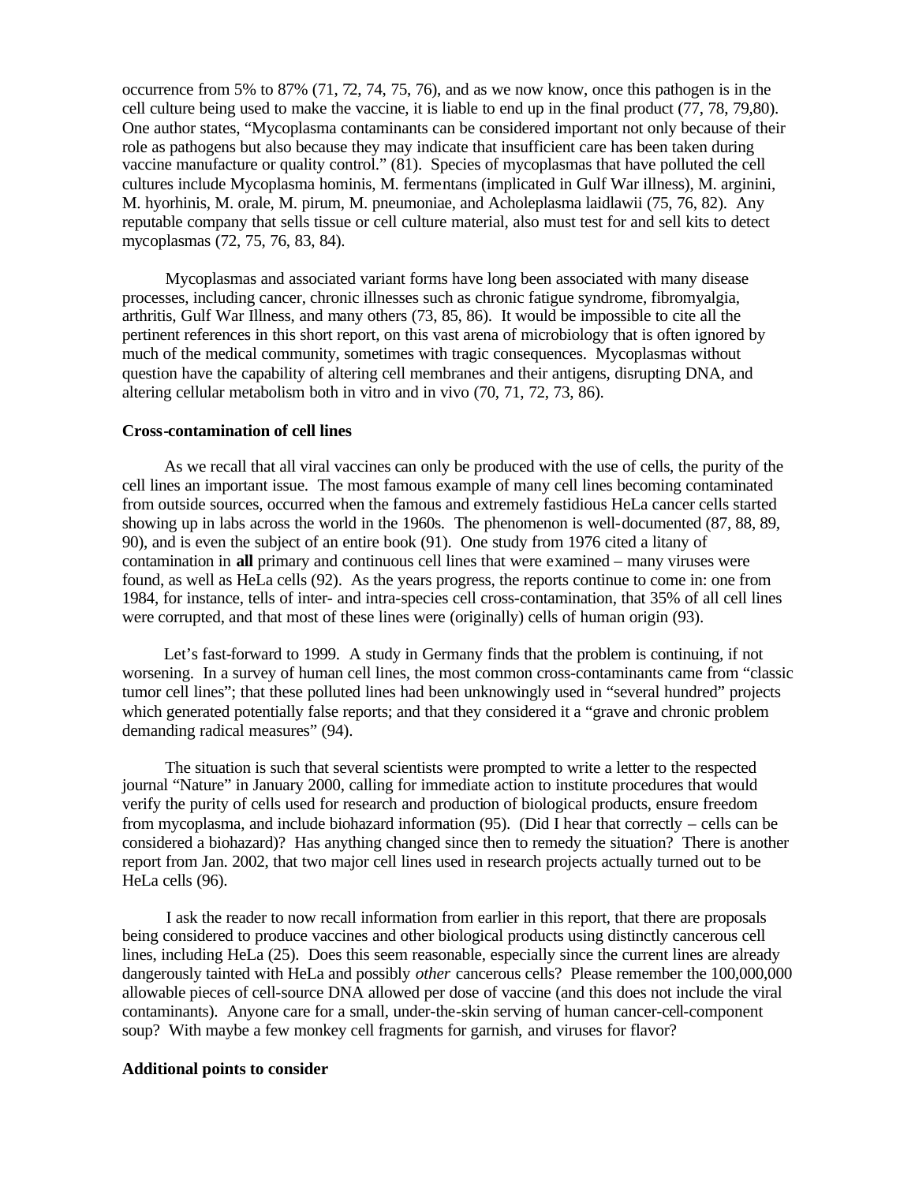occurrence from 5% to 87% (71, 72, 74, 75, 76), and as we now know, once this pathogen is in the cell culture being used to make the vaccine, it is liable to end up in the final product (77, 78, 79,80). One author states, "Mycoplasma contaminants can be considered important not only because of their role as pathogens but also because they may indicate that insufficient care has been taken during vaccine manufacture or quality control." (81). Species of mycoplasmas that have polluted the cell cultures include Mycoplasma hominis, M. fermentans (implicated in Gulf War illness), M. arginini, M. hyorhinis, M. orale, M. pirum, M. pneumoniae, and Acholeplasma laidlawii (75, 76, 82). Any reputable company that sells tissue or cell culture material, also must test for and sell kits to detect mycoplasmas (72, 75, 76, 83, 84).

Mycoplasmas and associated variant forms have long been associated with many disease processes, including cancer, chronic illnesses such as chronic fatigue syndrome, fibromyalgia, arthritis, Gulf War Illness, and many others (73, 85, 86). It would be impossible to cite all the pertinent references in this short report, on this vast arena of microbiology that is often ignored by much of the medical community, sometimes with tragic consequences. Mycoplasmas without question have the capability of altering cell membranes and their antigens, disrupting DNA, and altering cellular metabolism both in vitro and in vivo (70, 71, 72, 73, 86).

**Cross-contamination of cell lines**

As we recall that all viral vaccines can only be produced with the use of cells, the purity of the cell lines an important issue. The most famous example of many cell lines becoming contaminated from outside sources, occurred when the famous and extremely fastidious HeLa cancer cells started showing up in labs across the world in the 1960s. The phenomenon is well-documented (87, 88, 89, 90), and is even the subject of an entire book (91). One study from 1976 cited a litany of contamination in **all** primary and continuous cell lines that were examined – many viruses were found, as well as HeLa cells (92). As the years progress, the reports continue to come in: one from 1984, for instance, tells of inter- and intra-species cell cross-contamination, that 35% of all cell lines were corrupted, and that most of these lines were (originally) cells of human origin (93).

Let's fast-forward to 1999. A study in Germany finds that the problem is continuing, if not worsening. In a survey of human cell lines, the most common cross-contaminants came from "classic tumor cell lines"; that these polluted lines had been unknowingly used in "several hundred" projects which generated potentially false reports; and that they considered it a "grave and chronic problem demanding radical measures" (94).

The situation is such that several scientists were prompted to write a letter to the respected journal "Nature" in January 2000, calling for immediate action to institute procedures that would verify the purity of cells used for research and production of biological products, ensure freedom from mycoplasma, and include biohazard information (95). (Did I hear that correctly – cells can be considered a biohazard)? Has anything changed since then to remedy the situation? There is another report from Jan. 2002, that two major cell lines used in research projects actually turned out to be HeLa cells (96).

I ask the reader to now recall information from earlier in this report, that there are proposals being considered to produce vaccines and other biological products using distinctly cancerous cell lines, including HeLa (25). Does this seem reasonable, especially since the current lines are already dangerously tainted with HeLa and possibly *other* cancerous cells? Please remember the 100,000,000 allowable pieces of cell-source DNA allowed per dose of vaccine (and this does not include the viral contaminants). Anyone care for a small, under-the-skin serving of human cancer-cell-component soup? With maybe a few monkey cell fragments for garnish, and viruses for flavor?

**Additional points to consider**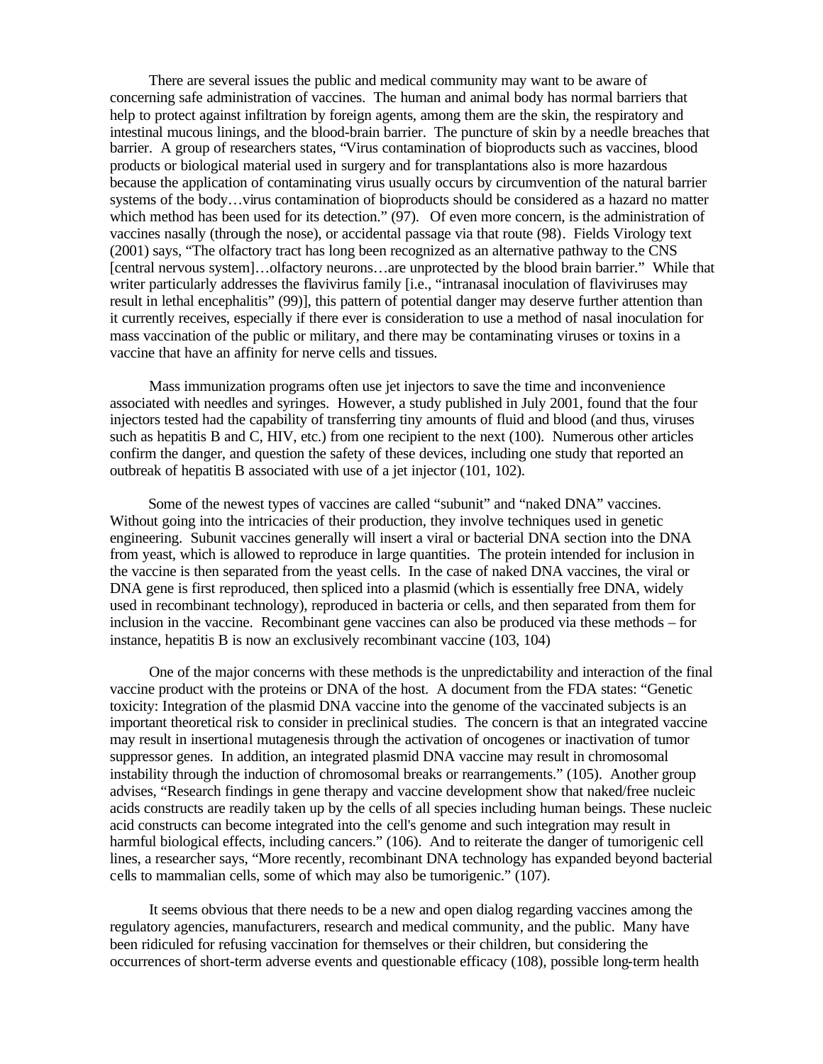There are several issues the public and medical community may want to be aware of concerning safe administration of vaccines. The human and animal body has normal barriers that help to protect against infiltration by foreign agents, among them are the skin, the respiratory and intestinal mucous linings, and the blood-brain barrier. The puncture of skin by a needle breaches that barrier. A group of researchers states, "Virus contamination of bioproducts such as vaccines, blood products or biological material used in surgery and for transplantations also is more hazardous because the application of contaminating virus usually occurs by circumvention of the natural barrier systems of the body…virus contamination of bioproducts should be considered as a hazard no matter which method has been used for its detection." (97). Of even more concern, is the administration of vaccines nasally (through the nose), or accidental passage via that route (98). Fields Virology text (2001) says, "The olfactory tract has long been recognized as an alternative pathway to the CNS [central nervous system]…olfactory neurons…are unprotected by the blood brain barrier." While that writer particularly addresses the flavivirus family [i.e., "intranasal inoculation of flaviviruses may result in lethal encephalitis" (99)], this pattern of potential danger may deserve further attention than it currently receives, especially if there ever is consideration to use a method of nasal inoculation for mass vaccination of the public or military, and there may be contaminating viruses or toxins in a vaccine that have an affinity for nerve cells and tissues.

Mass immunization programs often use jet injectors to save the time and inconvenience associated with needles and syringes. However, a study published in July 2001, found that the four injectors tested had the capability of transferring tiny amounts of fluid and blood (and thus, viruses such as hepatitis B and C, HIV, etc.) from one recipient to the next (100). Numerous other articles confirm the danger, and question the safety of these devices, including one study that reported an outbreak of hepatitis B associated with use of a jet injector (101, 102).

Some of the newest types of vaccines are called "subunit" and "naked DNA" vaccines. Without going into the intricacies of their production, they involve techniques used in genetic engineering. Subunit vaccines generally will insert a viral or bacterial DNA section into the DNA from yeast, which is allowed to reproduce in large quantities. The protein intended for inclusion in the vaccine is then separated from the yeast cells. In the case of naked DNA vaccines, the viral or DNA gene is first reproduced, then spliced into a plasmid (which is essentially free DNA, widely used in recombinant technology), reproduced in bacteria or cells, and then separated from them for inclusion in the vaccine. Recombinant gene vaccines can also be produced via these methods – for instance, hepatitis B is now an exclusively recombinant vaccine (103, 104)

One of the major concerns with these methods is the unpredictability and interaction of the final vaccine product with the proteins or DNA of the host. A document from the FDA states: "Genetic toxicity: Integration of the plasmid DNA vaccine into the genome of the vaccinated subjects is an important theoretical risk to consider in preclinical studies. The concern is that an integrated vaccine may result in insertional mutagenesis through the activation of oncogenes or inactivation of tumor suppressor genes. In addition, an integrated plasmid DNA vaccine may result in chromosomal instability through the induction of chromosomal breaks or rearrangements." (105). Another group advises, "Research findings in gene therapy and vaccine development show that naked/free nucleic acids constructs are readily taken up by the cells of all species including human beings. These nucleic acid constructs can become integrated into the cell's genome and such integration may result in harmful biological effects, including cancers." (106). And to reiterate the danger of tumorigenic cell lines, a researcher says, "More recently, recombinant DNA technology has expanded beyond bacterial cells to mammalian cells, some of which may also be tumorigenic." (107).

It seems obvious that there needs to be a new and open dialog regarding vaccines among the regulatory agencies, manufacturers, research and medical community, and the public. Many have been ridiculed for refusing vaccination for themselves or their children, but considering the occurrences of short-term adverse events and questionable efficacy (108), possible long-term health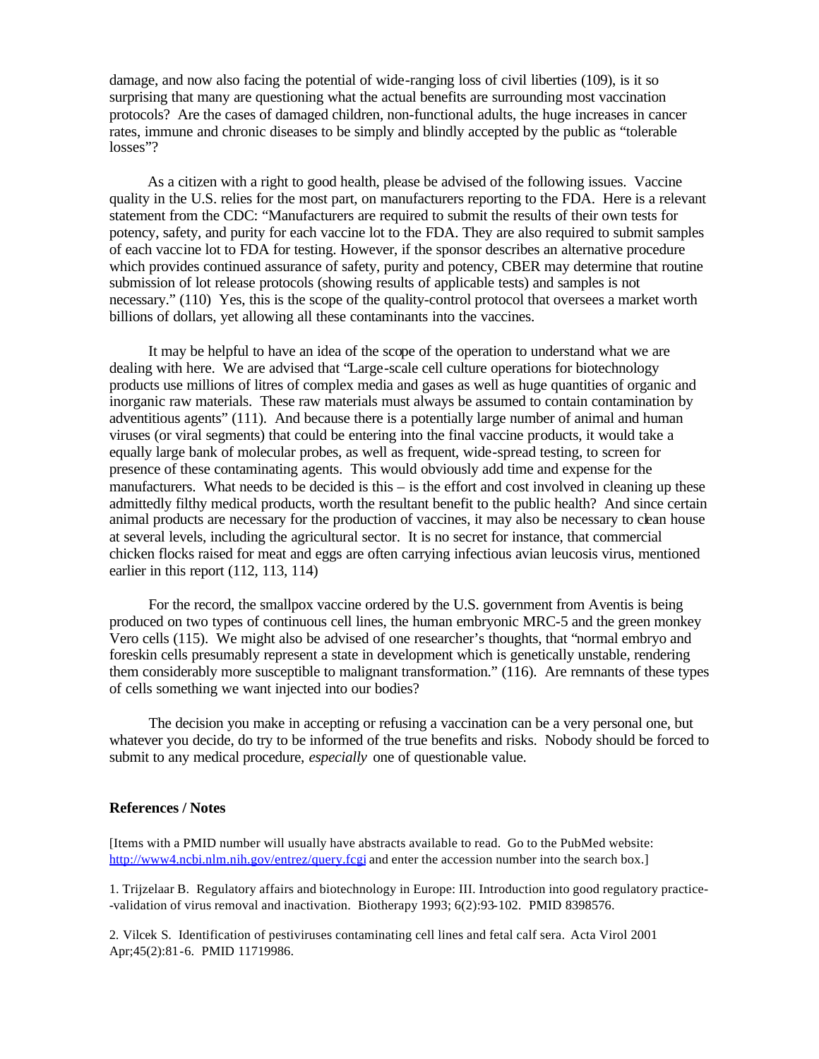damage, and now also facing the potential of wide-ranging loss of civil liberties (109), is it so surprising that many are questioning what the actual benefits are surrounding most vaccination protocols? Are the cases of damaged children, non-functional adults, the huge increases in cancer rates, immune and chronic diseases to be simply and blindly accepted by the public as "tolerable losses"?

As a citizen with a right to good health, please be advised of the following issues. Vaccine quality in the U.S. relies for the most part, on manufacturers reporting to the FDA. Here is a relevant statement from the CDC: "Manufacturers are required to submit the results of their own tests for potency, safety, and purity for each vaccine lot to the FDA. They are also required to submit samples of each vaccine lot to FDA for testing. However, if the sponsor describes an alternative procedure which provides continued assurance of safety, purity and potency, CBER may determine that routine submission of lot release protocols (showing results of applicable tests) and samples is not necessary." (110) Yes, this is the scope of the quality-control protocol that oversees a market worth billions of dollars, yet allowing all these contaminants into the vaccines.

It may be helpful to have an idea of the scope of the operation to understand what we are dealing with here. We are advised that "Large-scale cell culture operations for biotechnology products use millions of litres of complex media and gases as well as huge quantities of organic and inorganic raw materials. These raw materials must always be assumed to contain contamination by adventitious agents" (111). And because there is a potentially large number of animal and human viruses (or viral segments) that could be entering into the final vaccine products, it would take a equally large bank of molecular probes, as well as frequent, wide-spread testing, to screen for presence of these contaminating agents. This would obviously add time and expense for the manufacturers. What needs to be decided is this – is the effort and cost involved in cleaning up these admittedly filthy medical products, worth the resultant benefit to the public health? And since certain animal products are necessary for the production of vaccines, it may also be necessary to clean house at several levels, including the agricultural sector. It is no secret for instance, that commercial chicken flocks raised for meat and eggs are often carrying infectious avian leucosis virus, mentioned earlier in this report (112, 113, 114)

For the record, the smallpox vaccine ordered by the U.S. government from Aventis is being produced on two types of continuous cell lines, the human embryonic MRC-5 and the green monkey Vero cells (115). We might also be advised of one researcher's thoughts, that "normal embryo and foreskin cells presumably represent a state in development which is genetically unstable, rendering them considerably more susceptible to malignant transformation." (116). Are remnants of these types of cells something we want injected into our bodies?

The decision you make in accepting or refusing a vaccination can be a very personal one, but whatever you decide, do try to be informed of the true benefits and risks. Nobody should be forced to submit to any medical procedure, *especially* one of questionable value.

**References / Notes**

[Items with a PMID number will usually have abstracts available to read. Go to the PubMed website: http://www4.ncbi.nlm.nih.gov/entrez/query.fcgi and enter the accession number into the search box.]

1. Trijzelaar B. Regulatory affairs and biotechnology in Europe: III. Introduction into good regulatory practice--validation of virus removal and inactivation. Biotherapy 1993; 6(2):93-102. PMID 8398576.

2. Vilcek S. Identification of pestiviruses contaminating cell lines and fetal calf sera. Acta Virol 2001 Apr;45(2):81-6. PMID 11719986.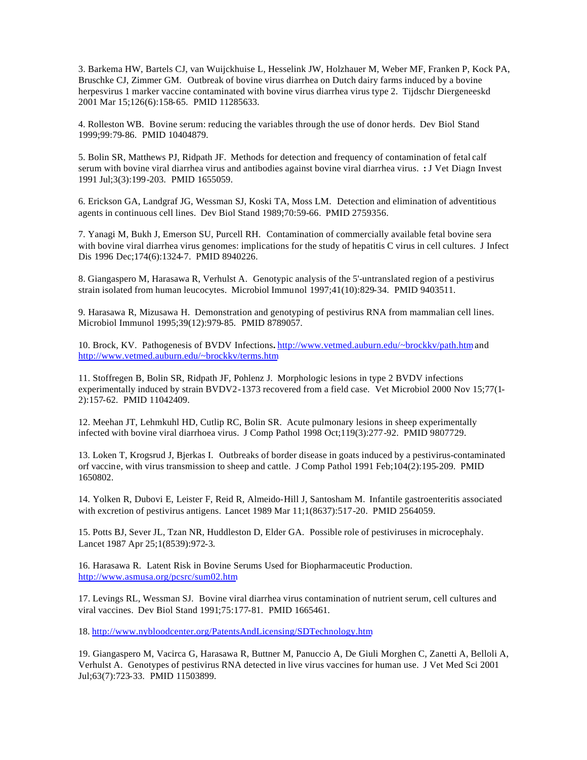3. Barkema HW, Bartels CJ, van Wuijckhuise L, Hesselink JW, Holzhauer M, Weber MF, Franken P, Kock PA, Bruschke CJ, Zimmer GM. Outbreak of bovine virus diarrhea on Dutch dairy farms induced by a bovine herpesvirus 1 marker vaccine contaminated with bovine virus diarrhea virus type 2. Tijdschr Diergeneeskd 2001 Mar 15;126(6):158-65. PMID 11285633.

4. Rolleston WB. Bovine serum: reducing the variables through the use of donor herds. Dev Biol Stand 1999;99:79-86. PMID 10404879.

5. Bolin SR, Matthews PJ, Ridpath JF. Methods for detection and frequency of contamination of fetal calf serum with bovine viral diarrhea virus and antibodies against bovine viral diarrhea virus. **:** J Vet Diagn Invest 1991 Jul;3(3):199-203. PMID 1655059.

6. Erickson GA, Landgraf JG, Wessman SJ, Koski TA, Moss LM. Detection and elimination of adventitious agents in continuous cell lines. Dev Biol Stand 1989;70:59-66. PMID 2759356.

7. Yanagi M, Bukh J, Emerson SU, Purcell RH. Contamination of commercially available fetal bovine sera with bovine viral diarrhea virus genomes: implications for the study of hepatitis C virus in cell cultures. J Infect Dis 1996 Dec;174(6):1324-7. PMID 8940226.

8. Giangaspero M, Harasawa R, Verhulst A. Genotypic analysis of the 5'-untranslated region of a pestivirus strain isolated from human leucocytes. Microbiol Immunol 1997;41(10):829-34. PMID 9403511.

9. Harasawa R, Mizusawa H. Demonstration and genotyping of pestivirus RNA from mammalian cell lines. Microbiol Immunol 1995;39(12):979-85. PMID 8789057.

10. Brock, KV. Pathogenesis of BVDV Infections**.** http://www.vetmed.auburn.edu/~brockkv/path.htm and http://www.vetmed.auburn.edu/~brockkv/terms.htm

11. Stoffregen B, Bolin SR, Ridpath JF, Pohlenz J. Morphologic lesions in type 2 BVDV infections experimentally induced by strain BVDV2-1373 recovered from a field case. Vet Microbiol 2000 Nov 15;77(1-2):157-62. PMID 11042409.

12. Meehan JT, Lehmkuhl HD, Cutlip RC, Bolin SR. Acute pulmonary lesions in sheep experimentally infected with bovine viral diarrhoea virus. J Comp Pathol 1998 Oct;119(3):277-92. PMID 9807729.

13. Loken T, Krogsrud J, Bjerkas I. Outbreaks of border disease in goats induced by a pestivirus-contaminated orf vaccine, with virus transmission to sheep and cattle. J Comp Pathol 1991 Feb;104(2):195-209. PMID 1650802.

14. Yolken R, Dubovi E, Leister F, Reid R, Almeido-Hill J, Santosham M. Infantile gastroenteritis associated with excretion of pestivirus antigens. Lancet 1989 Mar 11;1(8637):517-20. PMID 2564059.

15. Potts BJ, Sever JL, Tzan NR, Huddleston D, Elder GA. Possible role of pestiviruses in microcephaly. Lancet 1987 Apr 25;1(8539):972-3.

16. Harasawa R. Latent Risk in Bovine Serums Used for Biopharmaceutic Production. http://www.asmusa.org/pcsrc/sum02.htm

17. Levings RL, Wessman SJ. Bovine viral diarrhea virus contamination of nutrient serum, cell cultures and viral vaccines. Dev Biol Stand 1991;75:177-81. PMID 1665461.

18. http://www.nybloodcenter.org/PatentsAndLicensing/SDTechnology.htm

19. Giangaspero M, Vacirca G, Harasawa R, Buttner M, Panuccio A, De Giuli Morghen C, Zanetti A, Belloli A, Verhulst A. Genotypes of pestivirus RNA detected in live virus vaccines for human use. J Vet Med Sci 2001 Jul;63(7):723-33. PMID 11503899.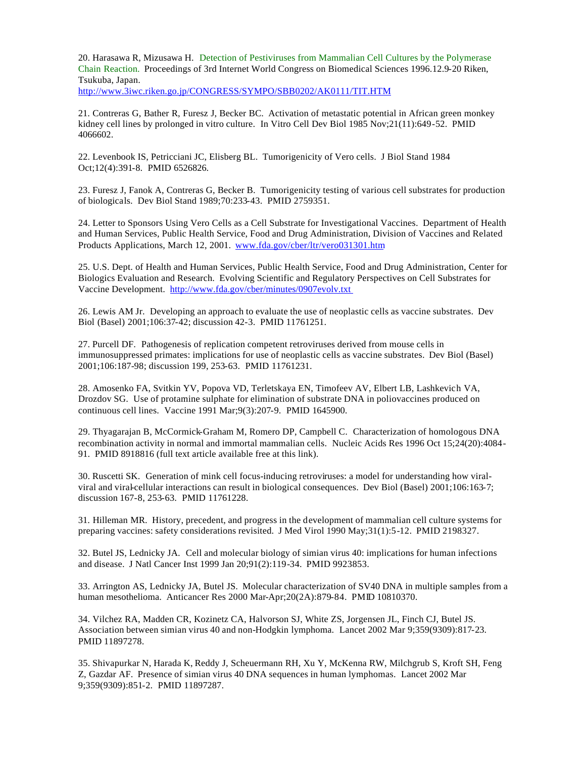20. Harasawa R, Mizusawa H. Detection of Pestiviruses from Mammalian Cell Cultures by the Polymerase Chain Reaction. Proceedings of 3rd Internet World Congress on Biomedical Sciences 1996.12.9-20 Riken, Tsukuba, Japan. http://www.3iwc.riken.go.jp/CONGRESS/SYMPO/SBB0202/AK0111/TIT.HTM

21. Contreras G, Bather R, Furesz J, Becker BC. Activation of metastatic potential in African green monkey kidney cell lines by prolonged in vitro culture. In Vitro Cell Dev Biol 1985 Nov;21(11):649-52. PMID 4066602.

22. Levenbook IS, Petricciani JC, Elisberg BL. Tumorigenicity of Vero cells. J Biol Stand 1984 Oct;12(4):391-8. PMID 6526826.

23. Furesz J, Fanok A, Contreras G, Becker B. Tumorigenicity testing of various cell substrates for production of biologicals. Dev Biol Stand 1989;70:233-43. PMID 2759351.

24. Letter to Sponsors Using Vero Cells as a Cell Substrate for Investigational Vaccines. Department of Health and Human Services, Public Health Service, Food and Drug Administration, Division of Vaccines and Related Products Applications, March 12, 2001. www.fda.gov/cber/ltr/vero031301.htm

25. U.S. Dept. of Health and Human Services, Public Health Service, Food and Drug Administration, Center for Biologics Evaluation and Research. Evolving Scientific and Regulatory Perspectives on Cell Substrates for Vaccine Development. http://www.fda.gov/cber/minutes/0907evolv.txt

26. Lewis AM Jr. Developing an approach to evaluate the use of neoplastic cells as vaccine substrates. Dev Biol (Basel) 2001;106:37-42; discussion 42-3. PMID 11761251.

27. Purcell DF. Pathogenesis of replication competent retroviruses derived from mouse cells in immunosuppressed primates: implications for use of neoplastic cells as vaccine substrates. Dev Biol (Basel) 2001;106:187-98; discussion 199, 253-63. PMID 11761231.

28. Amosenko FA, Svitkin YV, Popova VD, Terletskaya EN, Timofeev AV, Elbert LB, Lashkevich VA, Drozdov SG. Use of protamine sulphate for elimination of substrate DNA in poliovaccines produced on continuous cell lines. Vaccine 1991 Mar;9(3):207-9. PMID 1645900.

29. Thyagarajan B, McCormick-Graham M, Romero DP, Campbell C. Characterization of homologous DNA recombination activity in normal and immortal mammalian cells. Nucleic Acids Res 1996 Oct 15;24(20):4084-91. PMID 8918816 (full text article available free at this link).

30. Ruscetti SK. Generation of mink cell focus-inducing retroviruses: a model for understanding how viral-viral and viral-cellular interactions can result in biological consequences. Dev Biol (Basel) 2001;106:163-7; discussion 167-8, 253-63. PMID 11761228.

31. Hilleman MR. History, precedent, and progress in the development of mammalian cell culture systems for preparing vaccines: safety considerations revisited. J Med Virol 1990 May;31(1):5-12. PMID 2198327.

32. Butel JS, Lednicky JA. Cell and molecular biology of simian virus 40: implications for human infections and disease. J Natl Cancer Inst 1999 Jan 20;91(2):119-34. PMID 9923853.

33. Arrington AS, Lednicky JA, Butel JS. Molecular characterization of SV40 DNA in multiple samples from a human mesothelioma. Anticancer Res 2000 Mar-Apr;20(2A):879-84. PMID 10810370.

34. Vilchez RA, Madden CR, Kozinetz CA, Halvorson SJ, White ZS, Jorgensen JL, Finch CJ, Butel JS. Association between simian virus 40 and non-Hodgkin lymphoma. Lancet 2002 Mar 9;359(9309):817-23. PMID 11897278.

35. Shivapurkar N, Harada K, Reddy J, Scheuermann RH, Xu Y, McKenna RW, Milchgrub S, Kroft SH, Feng Z, Gazdar AF. Presence of simian virus 40 DNA sequences in human lymphomas. Lancet 2002 Mar 9;359(9309):851-2. PMID 11897287.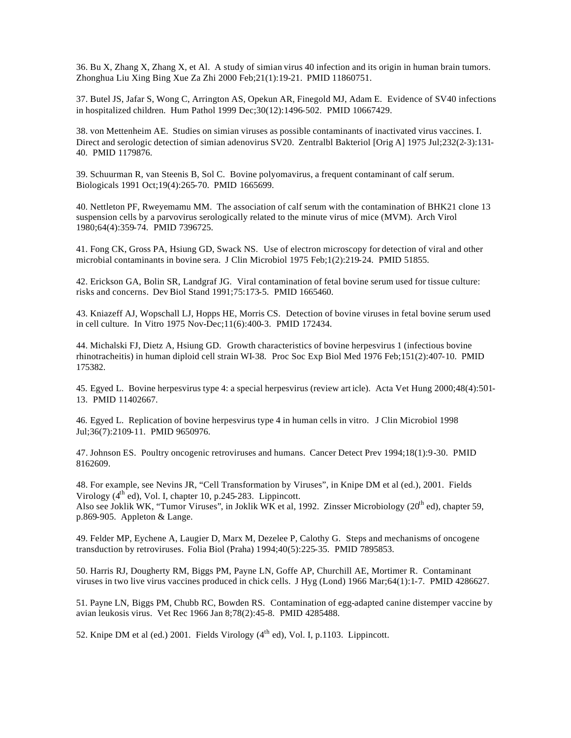36. Bu X, Zhang X, Zhang X, et Al. A study of simian virus 40 infection and its origin in human brain tumors. Zhonghua Liu Xing Bing Xue Za Zhi 2000 Feb;21(1):19-21. PMID 11860751.

37. Butel JS, Jafar S, Wong C, Arrington AS, Opekun AR, Finegold MJ, Adam E. Evidence of SV40 infections in hospitalized children. Hum Pathol 1999 Dec;30(12):1496-502. PMID 10667429.

38. von Mettenheim AE. Studies on simian viruses as possible contaminants of inactivated virus vaccines. I. Direct and serologic detection of simian adenovirus SV20. Zentralbl Bakteriol [Orig A] 1975 Jul;232(2-3):131-40. PMID 1179876.

39. Schuurman R, van Steenis B, Sol C. Bovine polyomavirus, a frequent contaminant of calf serum. Biologicals 1991 Oct;19(4):265-70. PMID 1665699.

40. Nettleton PF, Rweyemamu MM. The association of calf serum with the contamination of BHK21 clone 13 suspension cells by a parvovirus serologically related to the minute virus of mice (MVM). Arch Virol 1980;64(4):359-74. PMID 7396725.

41. Fong CK, Gross PA, Hsiung GD, Swack NS. Use of electron microscopy for detection of viral and other microbial contaminants in bovine sera. J Clin Microbiol 1975 Feb;1(2):219-24. PMID 51855.

42. Erickson GA, Bolin SR, Landgraf JG. Viral contamination of fetal bovine serum used for tissue culture: risks and concerns. Dev Biol Stand 1991;75:173-5. PMID 1665460.

43. Kniazeff AJ, Wopschall LJ, Hopps HE, Morris CS. Detection of bovine viruses in fetal bovine serum used in cell culture. In Vitro 1975 Nov-Dec;11(6):400-3. PMID 172434.

44. Michalski FJ, Dietz A, Hsiung GD. Growth characteristics of bovine herpesvirus 1 (infectious bovine rhinotracheitis) in human diploid cell strain WI-38. Proc Soc Exp Biol Med 1976 Feb;151(2):407-10. PMID 175382.

45. Egyed L. Bovine herpesvirus type 4: a special herpesvirus (review article). Acta Vet Hung 2000;48(4):501-13. PMID 11402667.

46. Egyed L. Replication of bovine herpesvirus type 4 in human cells in vitro. J Clin Microbiol 1998 Jul;36(7):2109-11. PMID 9650976.

47. Johnson ES. Poultry oncogenic retroviruses and humans. Cancer Detect Prev 1994;18(1):9-30. PMID 8162609.

48. For example, see Nevins JR, "Cell Transformation by Viruses", in Knipe DM et al (ed.), 2001. Fields Virology (4th ed), Vol. I, chapter 10, p.245-283. Lippincott.
Also see Joklik WK, "Tumor Viruses", in Joklik WK et al, 1992. Zinsser Microbiology (20th ed), chapter 59, p.869-905. Appleton & Lange.

49. Felder MP, Eychene A, Laugier D, Marx M, Dezelee P, Calothy G. Steps and mechanisms of oncogene transduction by retroviruses. Folia Biol (Praha) 1994;40(5):225-35. PMID 7895853.

50. Harris RJ, Dougherty RM, Biggs PM, Payne LN, Goffe AP, Churchill AE, Mortimer R. Contaminant viruses in two live virus vaccines produced in chick cells. J Hyg (Lond) 1966 Mar;64(1):1-7. PMID 4286627.

51. Payne LN, Biggs PM, Chubb RC, Bowden RS. Contamination of egg-adapted canine distemper vaccine by avian leukosis virus. Vet Rec 1966 Jan 8;78(2):45-8. PMID 4285488.

52. Knipe DM et al (ed.) 2001. Fields Virology (4th ed), Vol. I, p.1103. Lippincott.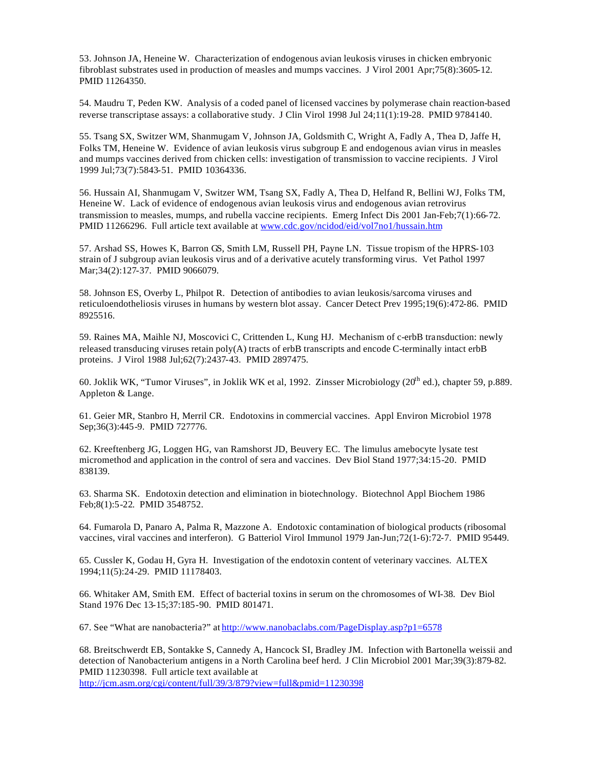53. Johnson JA, Heneine W. Characterization of endogenous avian leukosis viruses in chicken embryonic fibroblast substrates used in production of measles and mumps vaccines. J Virol 2001 Apr;75(8):3605-12. PMID 11264350.

54. Maudru T, Peden KW. Analysis of a coded panel of licensed vaccines by polymerase chain reaction-based reverse transcriptase assays: a collaborative study. J Clin Virol 1998 Jul 24;11(1):19-28. PMID 9784140.

55. Tsang SX, Switzer WM, Shanmugam V, Johnson JA, Goldsmith C, Wright A, Fadly A, Thea D, Jaffe H, Folks TM, Heneine W. Evidence of avian leukosis virus subgroup E and endogenous avian virus in measles and mumps vaccines derived from chicken cells: investigation of transmission to vaccine recipients. J Virol 1999 Jul;73(7):5843-51. PMID 10364336.

56. Hussain AI, Shanmugam V, Switzer WM, Tsang SX, Fadly A, Thea D, Helfand R, Bellini WJ, Folks TM, Heneine W. Lack of evidence of endogenous avian leukosis virus and endogenous avian retrovirus transmission to measles, mumps, and rubella vaccine recipients. Emerg Infect Dis 2001 Jan-Feb;7(1):66-72. PMID 11266296. Full article text available at [www.cdc.gov/ncidod/eid/vol7no1/hussain.htm](www.cdc.gov/ncidod/eid/vol7no1/hussain.htm)

57. Arshad SS, Howes K, Barron GS, Smith LM, Russell PH, Payne LN. Tissue tropism of the HPRS-103 strain of J subgroup avian leukosis virus and of a derivative acutely transforming virus. Vet Pathol 1997 Mar;34(2):127-37. PMID 9066079.

58. Johnson ES, Overby L, Philpot R. Detection of antibodies to avian leukosis/sarcoma viruses and reticuloendotheliosis viruses in humans by western blot assay. Cancer Detect Prev 1995;19(6):472-86. PMID 8925516.

59. Raines MA, Maihle NJ, Moscovici C, Crittenden L, Kung HJ. Mechanism of c-erbB transduction: newly released transducing viruses retain poly(A) tracts of erbB transcripts and encode C-terminally intact erbB proteins. J Virol 1988 Jul;62(7):2437-43. PMID 2897475.

60. Joklik WK, "Tumor Viruses", in Joklik WK et al, 1992. Zinsser Microbiology (20th ed.), chapter 59, p.889. Appleton & Lange.

61. Geier MR, Stanbro H, Merril CR. Endotoxins in commercial vaccines. Appl Environ Microbiol 1978 Sep;36(3):445-9. PMID 727776.

62. Kreeftenberg JG, Loggen HG, van Ramshorst JD, Beuvery EC. The limulus amebocyte lysate test micromethod and application in the control of sera and vaccines. Dev Biol Stand 1977;34:15-20. PMID 838139.

63. Sharma SK. Endotoxin detection and elimination in biotechnology. Biotechnol Appl Biochem 1986 Feb;8(1):5-22. PMID 3548752.

64. Fumarola D, Panaro A, Palma R, Mazzone A. Endotoxic contamination of biological products (ribosomal vaccines, viral vaccines and interferon). G Batteriol Virol Immunol 1979 Jan-Jun;72(1-6):72-7. PMID 95449.

65. Cussler K, Godau H, Gyra H. Investigation of the endotoxin content of veterinary vaccines. ALTEX 1994;11(5):24-29. PMID 11178403.

66. Whitaker AM, Smith EM. Effect of bacterial toxins in serum on the chromosomes of WI-38. Dev Biol Stand 1976 Dec 13-15;37:185-90. PMID 801471.

67. See "What are nanobacteria?" at [http://www.nanobaclabs.com/PageDisplay.asp?p1=6578](http://www.nanobaclabs.com/PageDisplay.asp?p1=6578)

68. Breitschwerdt EB, Sontakke S, Cannedy A, Hancock SI, Bradley JM. Infection with Bartonella weissii and detection of Nanobacterium antigens in a North Carolina beef herd. J Clin Microbiol 2001 Mar;39(3):879-82. PMID 11230398. Full article text available at [http://jcm.asm.org/cgi/content/full/39/3/879?view=full&pmid=11230398](http://jcm.asm.org/cgi/content/full/39/3/879?view=full&pmid=11230398)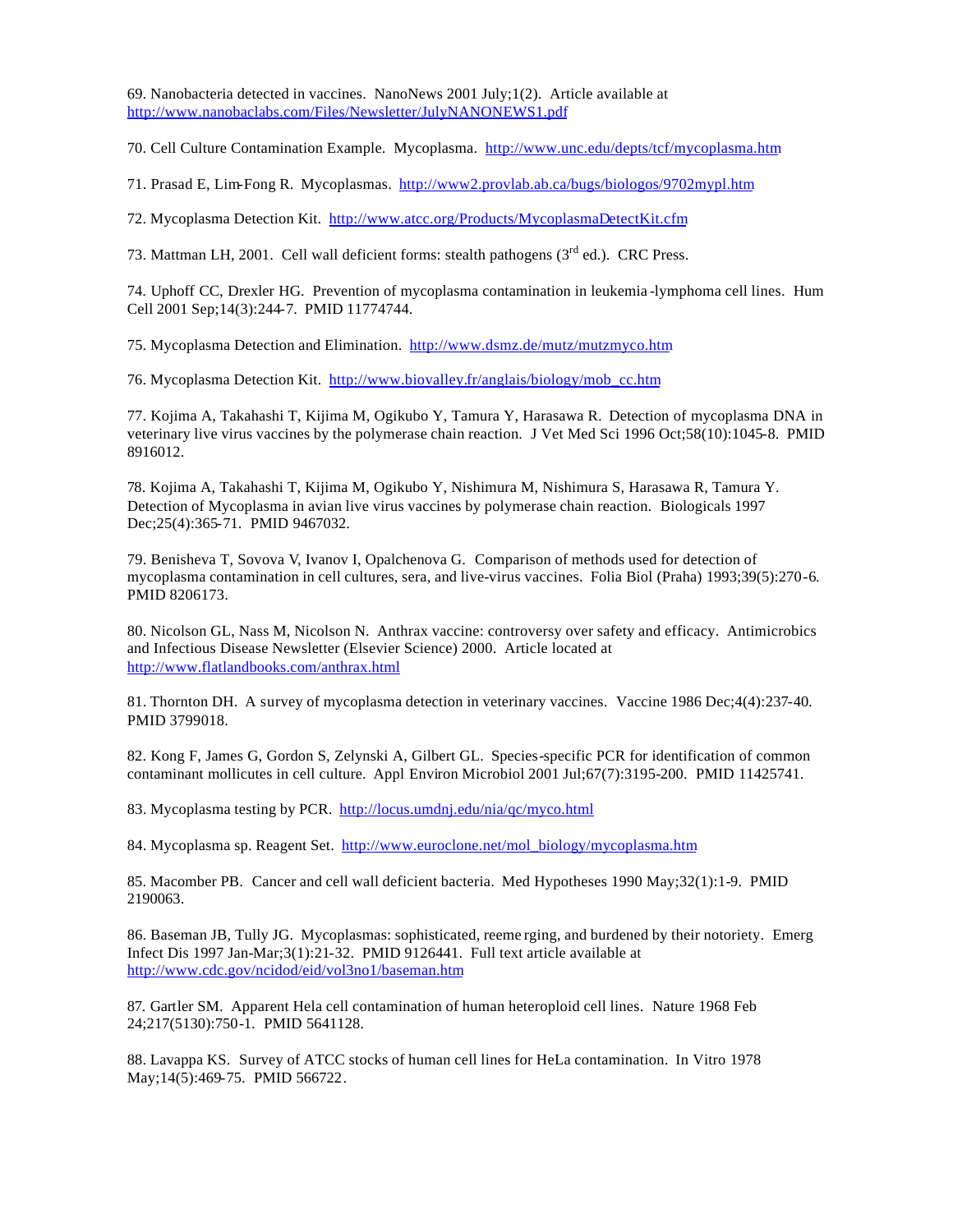69. Nanobacteria detected in vaccines. NanoNews 2001 July;1(2). Article available at http://www.nanobaclabs.com/Files/Newsletter/JulyNANONEWS1.pdf

70. Cell Culture Contamination Example. Mycoplasma. http://www.unc.edu/depts/tcf/mycoplasma.htm

71. Prasad E, Lim-Fong R. Mycoplasmas. http://www2.provlab.ab.ca/bugs/biologos/9702mypl.htm

72. Mycoplasma Detection Kit. http://www.atcc.org/Products/MycoplasmaDetectKit.cfm

73. Mattman LH, 2001. Cell wall deficient forms: stealth pathogens (3rd ed.). CRC Press.

74. Uphoff CC, Drexler HG. Prevention of mycoplasma contamination in leukemia-lymphoma cell lines. Hum Cell 2001 Sep;14(3):244-7. PMID 11774744.

75. Mycoplasma Detection and Elimination. http://www.dsmz.de/mutz/mutzmyco.htm

76. Mycoplasma Detection Kit. http://www.biovalley.fr/anglais/biology/mob_cc.htm

77. Kojima A, Takahashi T, Kijima M, Ogikubo Y, Tamura Y, Harasawa R. Detection of mycoplasma DNA in veterinary live virus vaccines by the polymerase chain reaction. J Vet Med Sci 1996 Oct;58(10):1045-8. PMID 8916012.

78. Kojima A, Takahashi T, Kijima M, Ogikubo Y, Nishimura M, Nishimura S, Harasawa R, Tamura Y. Detection of Mycoplasma in avian live virus vaccines by polymerase chain reaction. Biologicals 1997 Dec;25(4):365-71. PMID 9467032.

79. Benisheva T, Sovova V, Ivanov I, Opalchenova G. Comparison of methods used for detection of mycoplasma contamination in cell cultures, sera, and live-virus vaccines. Folia Biol (Praha) 1993;39(5):270-6. PMID 8206173.

80. Nicolson GL, Nass M, Nicolson N. Anthrax vaccine: controversy over safety and efficacy. Antimicrobics and Infectious Disease Newsletter (Elsevier Science) 2000. Article located at http://www.flatlandbooks.com/anthrax.html

81. Thornton DH. A survey of mycoplasma detection in veterinary vaccines. Vaccine 1986 Dec;4(4):237-40. PMID 3799018.

82. Kong F, James G, Gordon S, Zelynski A, Gilbert GL. Species-specific PCR for identification of common contaminant mollicutes in cell culture. Appl Environ Microbiol 2001 Jul;67(7):3195-200. PMID 11425741.

83. Mycoplasma testing by PCR. http://locus.umdnj.edu/nia/qc/myco.html

84. Mycoplasma sp. Reagent Set. http://www.euroclone.net/mol_biology/mycoplasma.htm

85. Macomber PB. Cancer and cell wall deficient bacteria. Med Hypotheses 1990 May;32(1):1-9. PMID 2190063.

86. Baseman JB, Tully JG. Mycoplasmas: sophisticated, reemerging, and burdened by their notoriety. Emerg Infect Dis 1997 Jan-Mar;3(1):21-32. PMID 9126441. Full text article available at http://www.cdc.gov/ncidod/eid/vol3no1/baseman.htm

87. Gartler SM. Apparent Hela cell contamination of human heteroploid cell lines. Nature 1968 Feb 24;217(5130):750-1. PMID 5641128.

88. Lavappa KS. Survey of ATCC stocks of human cell lines for HeLa contamination. In Vitro 1978 May;14(5):469-75. PMID 566722.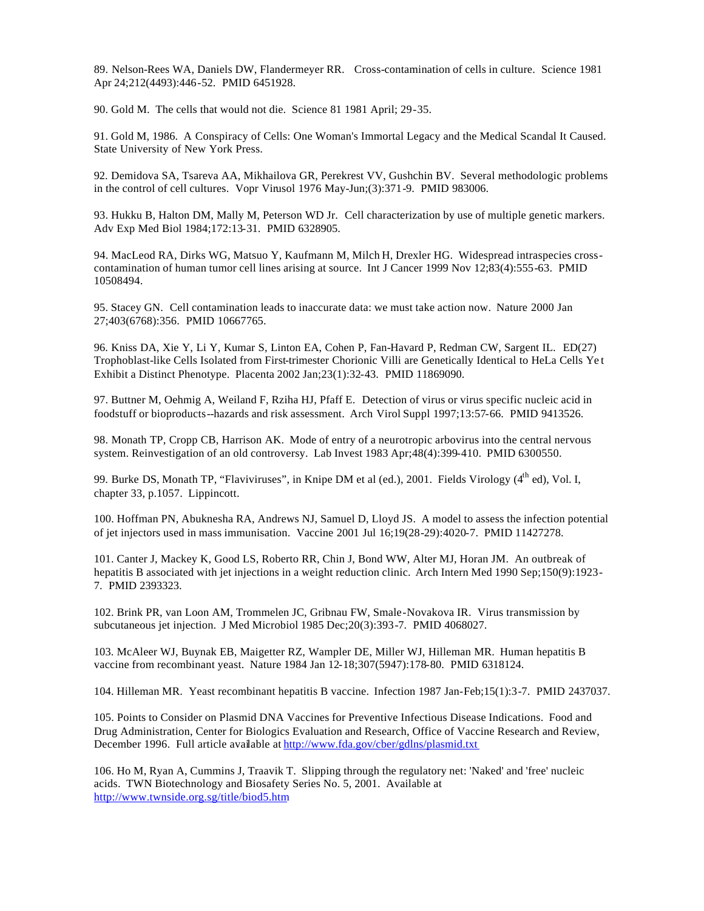89. Nelson-Rees WA, Daniels DW, Flandermeyer RR. Cross-contamination of cells in culture. Science 1981 Apr 24;212(4493):446-52. PMID 6451928.

90. Gold M. The cells that would not die. Science 81 1981 April; 29-35.

91. Gold M, 1986. A Conspiracy of Cells: One Woman's Immortal Legacy and the Medical Scandal It Caused. State University of New York Press.

92. Demidova SA, Tsareva AA, Mikhailova GR, Perekrest VV, Gushchin BV. Several methodologic problems in the control of cell cultures. Vopr Virusol 1976 May-Jun;(3):371-9. PMID 983006.

93. Hukku B, Halton DM, Mally M, Peterson WD Jr. Cell characterization by use of multiple genetic markers. Adv Exp Med Biol 1984;172:13-31. PMID 6328905.

94. MacLeod RA, Dirks WG, Matsuo Y, Kaufmann M, Milch H, Drexler HG. Widespread intraspecies cross-contamination of human tumor cell lines arising at source. Int J Cancer 1999 Nov 12;83(4):555-63. PMID 10508494.

95. Stacey GN. Cell contamination leads to inaccurate data: we must take action now. Nature 2000 Jan 27;403(6768):356. PMID 10667765.

96. Kniss DA, Xie Y, Li Y, Kumar S, Linton EA, Cohen P, Fan-Havard P, Redman CW, Sargent IL. ED(27) Trophoblast-like Cells Isolated from First-trimester Chorionic Villi are Genetically Identical to HeLa Cells Yet Exhibit a Distinct Phenotype. Placenta 2002 Jan;23(1):32-43. PMID 11869090.

97. Buttner M, Oehmig A, Weiland F, Rziha HJ, Pfaff E. Detection of virus or virus specific nucleic acid in foodstuff or bioproducts--hazards and risk assessment. Arch Virol Suppl 1997;13:57-66. PMID 9413526.

98. Monath TP, Cropp CB, Harrison AK. Mode of entry of a neurotropic arbovirus into the central nervous system. Reinvestigation of an old controversy. Lab Invest 1983 Apr;48(4):399-410. PMID 6300550.

99. Burke DS, Monath TP, "Flaviviruses", in Knipe DM et al (ed.), 2001. Fields Virology (4th ed), Vol. I, chapter 33, p.1057. Lippincott.

100. Hoffman PN, Abuknesha RA, Andrews NJ, Samuel D, Lloyd JS. A model to assess the infection potential of jet injectors used in mass immunisation. Vaccine 2001 Jul 16;19(28-29):4020-7. PMID 11427278.

101. Canter J, Mackey K, Good LS, Roberto RR, Chin J, Bond WW, Alter MJ, Horan JM. An outbreak of hepatitis B associated with jet injections in a weight reduction clinic. Arch Intern Med 1990 Sep;150(9):1923-7. PMID 2393323.

102. Brink PR, van Loon AM, Trommelen JC, Gribnau FW, Smale-Novakova IR. Virus transmission by subcutaneous jet injection. J Med Microbiol 1985 Dec;20(3):393-7. PMID 4068027.

103. McAleer WJ, Buynak EB, Maigetter RZ, Wampler DE, Miller WJ, Hilleman MR. Human hepatitis B vaccine from recombinant yeast. Nature 1984 Jan 12-18;307(5947):178-80. PMID 6318124.

104. Hilleman MR. Yeast recombinant hepatitis B vaccine. Infection 1987 Jan-Feb;15(1):3-7. PMID 2437037.

105. Points to Consider on Plasmid DNA Vaccines for Preventive Infectious Disease Indications. Food and Drug Administration, Center for Biologics Evaluation and Research, Office of Vaccine Research and Review, December 1996. Full article available at http://www.fda.gov/cber/gdlns/plasmid.txt

106. Ho M, Ryan A, Cummins J, Traavik T. Slipping through the regulatory net: 'Naked' and 'free' nucleic acids. TWN Biotechnology and Biosafety Series No. 5, 2001. Available at http://www.twnside.org.sg/title/biod5.htm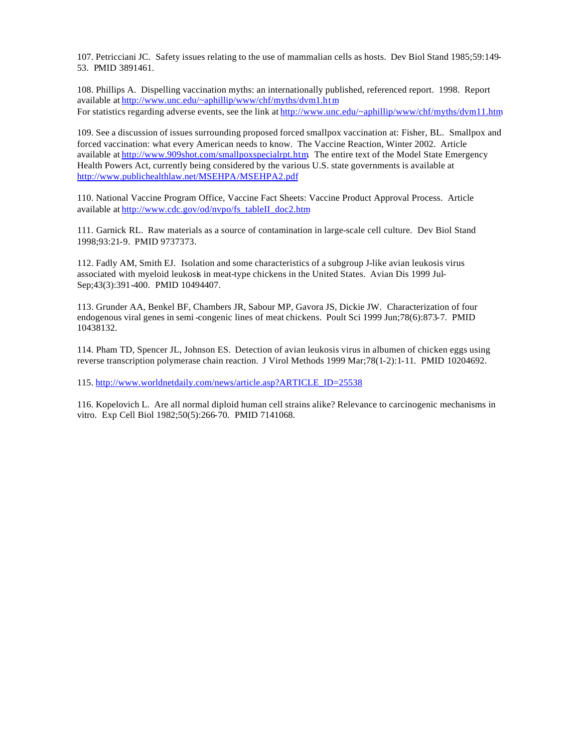107. Petricciani JC. Safety issues relating to the use of mammalian cells as hosts. Dev Biol Stand 1985;59:149-53. PMID 3891461.

108. Phillips A. Dispelling vaccination myths: an internationally published, referenced report. 1998. Report available at http://www.unc.edu/~aphillip/www/chf/myths/dvm1.htm
For statistics regarding adverse events, see the link at http://www.unc.edu/~aphillip/www/chf/myths/dvm11.htm

109. See a discussion of issues surrounding proposed forced smallpox vaccination at: Fisher, BL. Smallpox and forced vaccination: what every American needs to know. The Vaccine Reaction, Winter 2002. Article available at http://www.909shot.com/smallpoxspecialrpt.htm. The entire text of the Model State Emergency Health Powers Act, currently being considered by the various U.S. state governments is available at http://www.publichealthlaw.net/MSEHPA/MSEHPA2.pdf

110. National Vaccine Program Office, Vaccine Fact Sheets: Vaccine Product Approval Process. Article available at http://www.cdc.gov/od/nvpo/fs_tableII_doc2.htm

111. Garnick RL. Raw materials as a source of contamination in large-scale cell culture. Dev Biol Stand 1998;93:21-9. PMID 9737373.

112. Fadly AM, Smith EJ. Isolation and some characteristics of a subgroup J-like avian leukosis virus associated with myeloid leukosis in meat-type chickens in the United States. Avian Dis 1999 Jul-Sep;43(3):391-400. PMID 10494407.

113. Grunder AA, Benkel BF, Chambers JR, Sabour MP, Gavora JS, Dickie JW. Characterization of four endogenous viral genes in semi-congenic lines of meat chickens. Poult Sci 1999 Jun;78(6):873-7. PMID 10438132.

114. Pham TD, Spencer JL, Johnson ES. Detection of avian leukosis virus in albumen of chicken eggs using reverse transcription polymerase chain reaction. J Virol Methods 1999 Mar;78(1-2):1-11. PMID 10204692.

115. http://www.worldnetdaily.com/news/article.asp?ARTICLE_ID=25538

116. Kopelovich L. Are all normal diploid human cell strains alike? Relevance to carcinogenic mechanisms in vitro. Exp Cell Biol 1982;50(5):266-70. PMID 7141068.